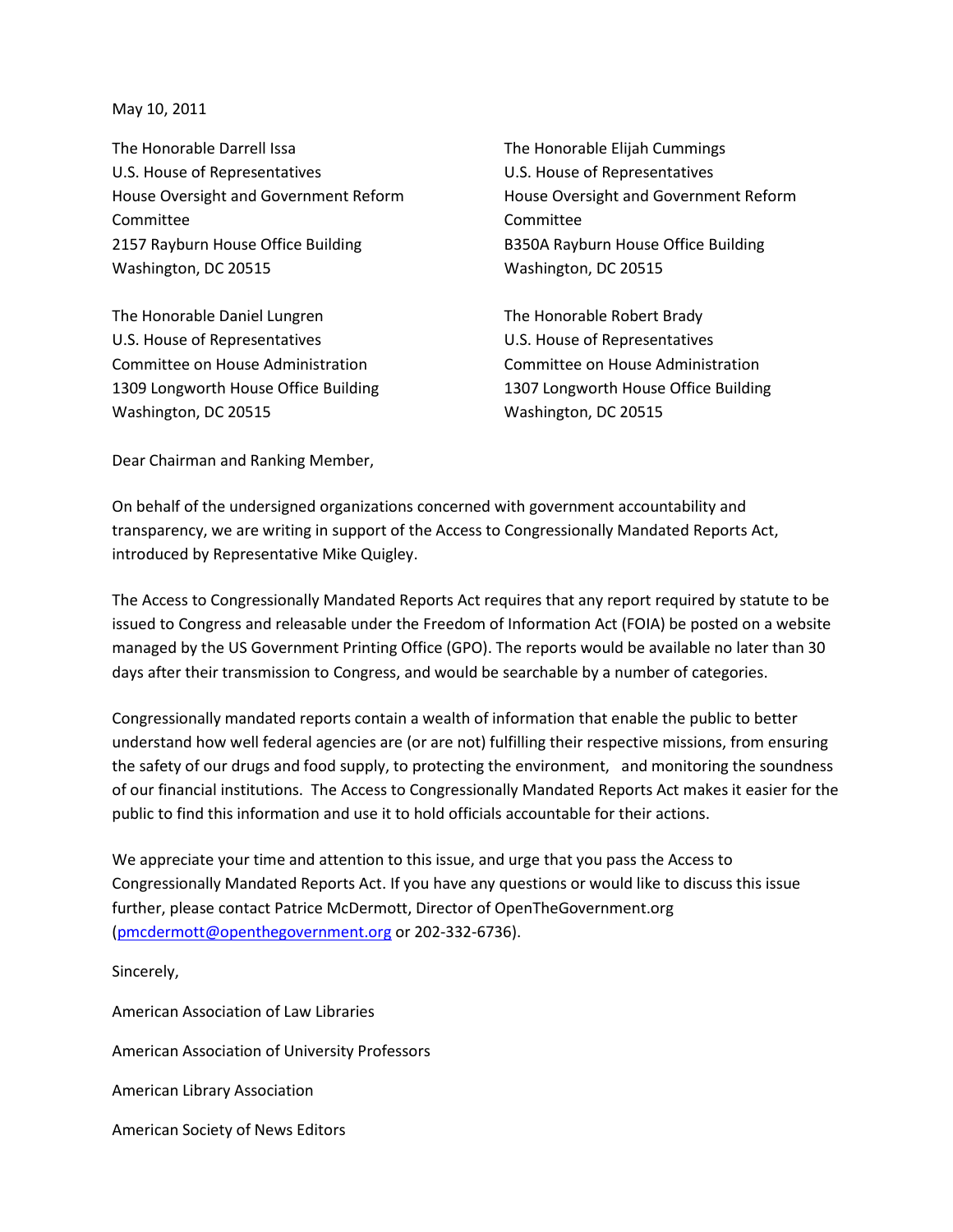May 10, 2011

The Honorable Darrell Issa
U.S. House of Representatives
House Oversight and Government Reform Committee
2157 Rayburn House Office Building
Washington, DC 20515

The Honorable Elijah Cummings
U.S. House of Representatives
House Oversight and Government Reform Committee
B350A Rayburn House Office Building
Washington, DC 20515

The Honorable Daniel Lungren
U.S. House of Representatives
Committee on House Administration
1309 Longworth House Office Building
Washington, DC 20515

The Honorable Robert Brady
U.S. House of Representatives
Committee on House Administration
1307 Longworth House Office Building
Washington, DC 20515

Dear Chairman and Ranking Member,

On behalf of the undersigned organizations concerned with government accountability and transparency, we are writing in support of the Access to Congressionally Mandated Reports Act, introduced by Representative Mike Quigley.

The Access to Congressionally Mandated Reports Act requires that any report required by statute to be issued to Congress and releasable under the Freedom of Information Act (FOIA) be posted on a website managed by the US Government Printing Office (GPO). The reports would be available no later than 30 days after their transmission to Congress, and would be searchable by a number of categories.

Congressionally mandated reports contain a wealth of information that enable the public to better understand how well federal agencies are (or are not) fulfilling their respective missions, from ensuring the safety of our drugs and food supply, to protecting the environment, and monitoring the soundness of our financial institutions. The Access to Congressionally Mandated Reports Act makes it easier for the public to find this information and use it to hold officials accountable for their actions.

We appreciate your time and attention to this issue, and urge that you pass the Access to Congressionally Mandated Reports Act. If you have any questions or would like to discuss this issue further, please contact Patrice McDermott, Director of OpenTheGovernment.org (pmcdermott@openthegovernment.org or 202-332-6736).

Sincerely,

American Association of Law Libraries

American Association of University Professors

American Library Association

American Society of News Editors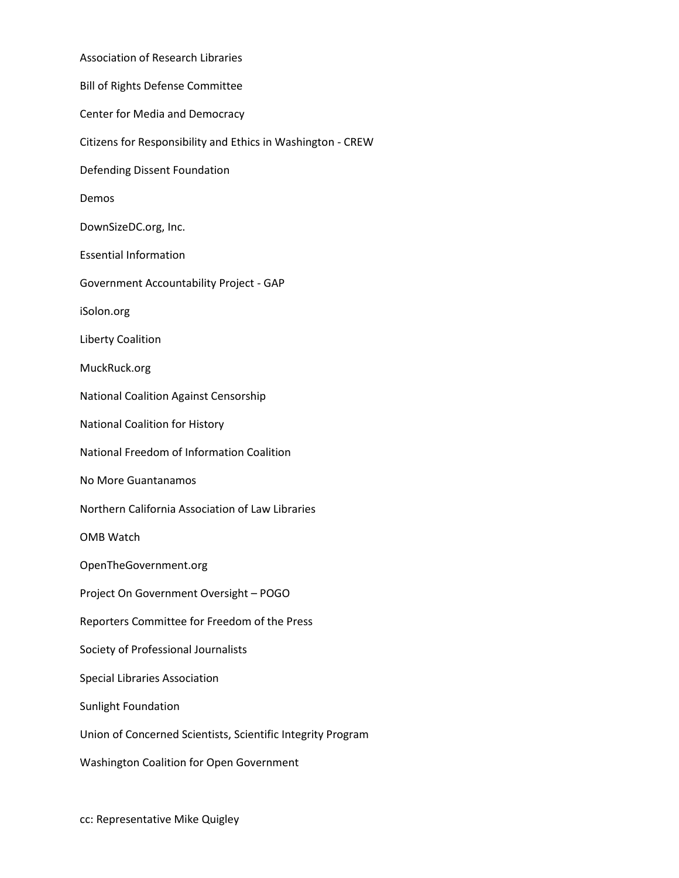Association of Research Libraries

Bill of Rights Defense Committee

Center for Media and Democracy

Citizens for Responsibility and Ethics in Washington - CREW

Defending Dissent Foundation

Demos

DownSizeDC.org, Inc.

Essential Information

Government Accountability Project - GAP

iSolon.org

Liberty Coalition

MuckRuck.org

National Coalition Against Censorship

National Coalition for History

National Freedom of Information Coalition

No More Guantanamos

Northern California Association of Law Libraries

OMB Watch

OpenTheGovernment.org

Project On Government Oversight – POGO

Reporters Committee for Freedom of the Press

Society of Professional Journalists

Special Libraries Association

Sunlight Foundation

Union of Concerned Scientists, Scientific Integrity Program

Washington Coalition for Open Government

cc: Representative Mike Quigley